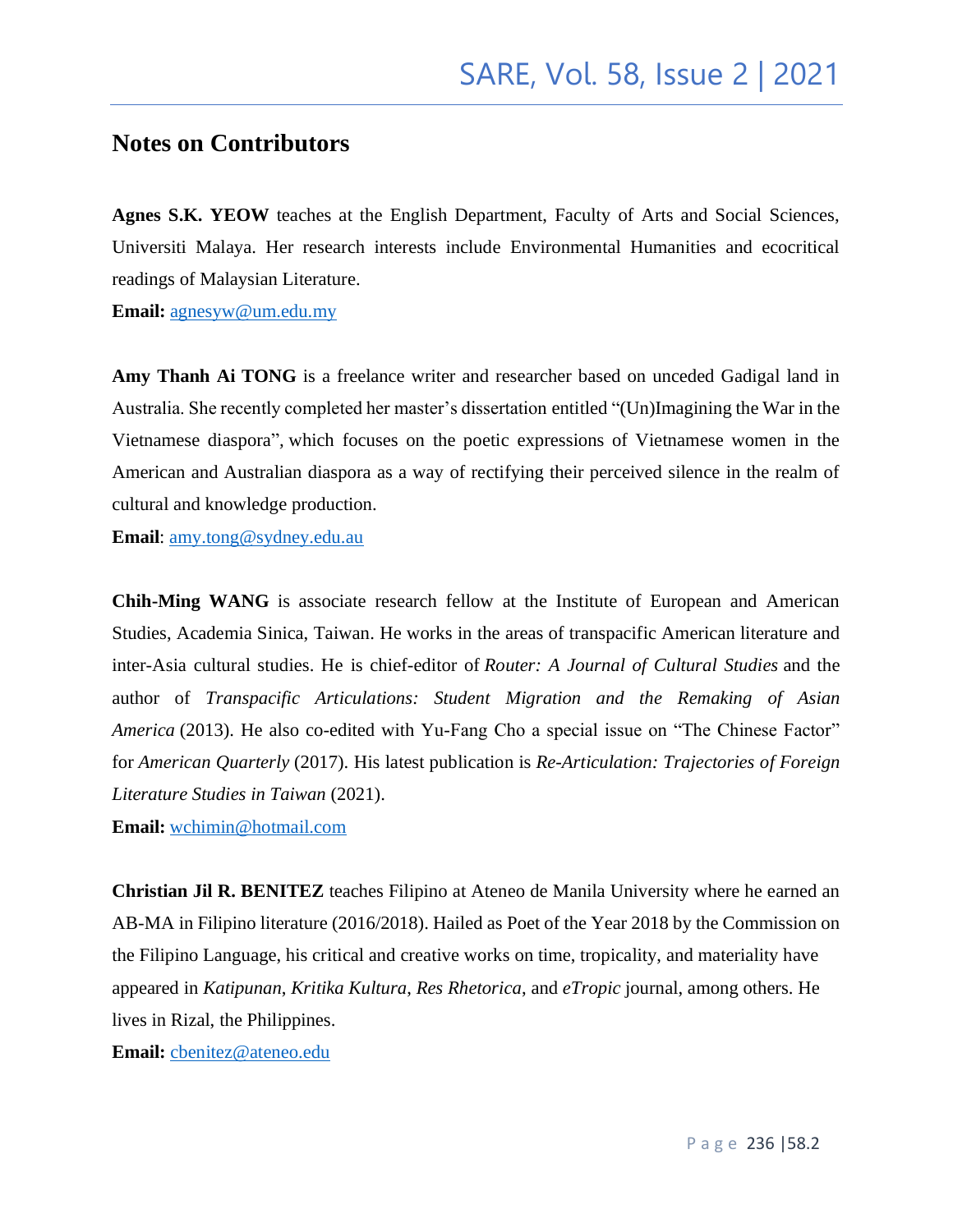## Notes on Contributors

**Agnes S.K. YEOW** teaches at the English Department, Faculty of Arts and Social Sciences, Universiti Malaya. Her research interests include Environmental Humanities and ecocritical readings of Malaysian Literature.
**Email:** agnesyw@um.edu.my

**Amy Thanh Ai TONG** is a freelance writer and researcher based on unceded Gadigal land in Australia. She recently completed her master's dissertation entitled "(Un)Imagining the War in the Vietnamese diaspora", which focuses on the poetic expressions of Vietnamese women in the American and Australian diaspora as a way of rectifying their perceived silence in the realm of cultural and knowledge production.
**Email**: amy.tong@sydney.edu.au

**Chih-Ming WANG** is associate research fellow at the Institute of European and American Studies, Academia Sinica, Taiwan. He works in the areas of transpacific American literature and inter-Asia cultural studies. He is chief-editor of *Router: A Journal of Cultural Studies* and the author of *Transpacific Articulations: Student Migration and the Remaking of Asian America* (2013). He also co-edited with Yu-Fang Cho a special issue on "The Chinese Factor" for *American Quarterly* (2017). His latest publication is *Re-Articulation: Trajectories of Foreign Literature Studies in Taiwan* (2021).
**Email:** wchimin@hotmail.com

**Christian Jil R. BENITEZ** teaches Filipino at Ateneo de Manila University where he earned an AB-MA in Filipino literature (2016/2018). Hailed as Poet of the Year 2018 by the Commission on the Filipino Language, his critical and creative works on time, tropicality, and materiality have appeared in *Katipunan*, *Kritika Kultura*, *Res Rhetorica*, and *eTropic* journal, among others. He lives in Rizal, the Philippines.
**Email:** cbenitez@ateneo.edu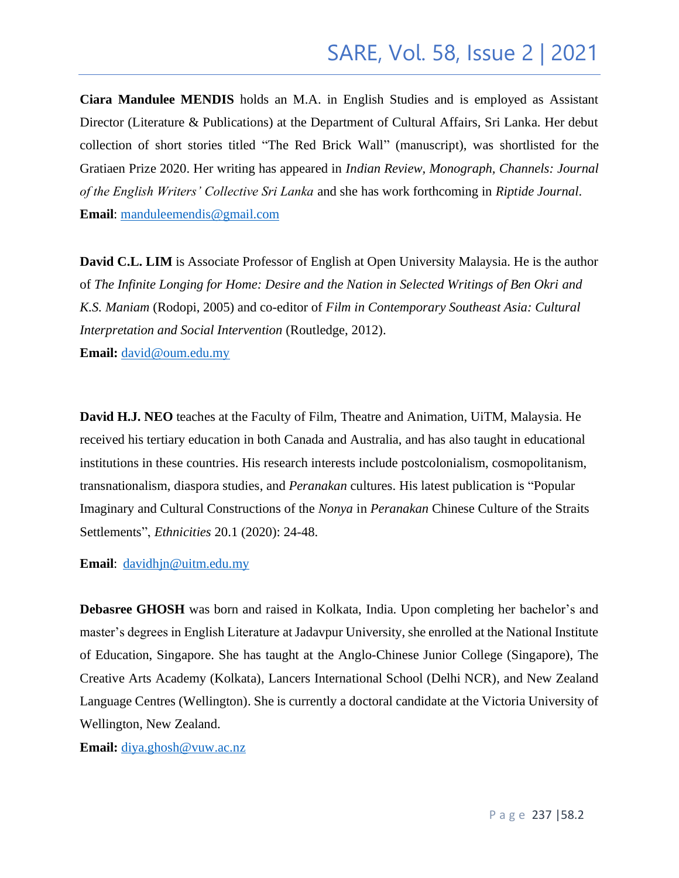**Ciara Mandulee MENDIS** holds an M.A. in English Studies and is employed as Assistant Director (Literature & Publications) at the Department of Cultural Affairs, Sri Lanka. Her debut collection of short stories titled "The Red Brick Wall" (manuscript), was shortlisted for the Gratiaen Prize 2020. Her writing has appeared in *Indian Review*, *Monograph*, *Channels: Journal of the English Writers' Collective Sri Lanka* and she has work forthcoming in *Riptide Journal*.
**Email**: manduleemendis@gmail.com

**David C.L. LIM** is Associate Professor of English at Open University Malaysia. He is the author of *The Infinite Longing for Home: Desire and the Nation in Selected Writings of Ben Okri and K.S. Maniam* (Rodopi, 2005) and co-editor of *Film in Contemporary Southeast Asia: Cultural Interpretation and Social Intervention* (Routledge, 2012).
**Email:** david@oum.edu.my

**David H.J. NEO** teaches at the Faculty of Film, Theatre and Animation, UiTM, Malaysia. He received his tertiary education in both Canada and Australia, and has also taught in educational institutions in these countries. His research interests include postcolonialism, cosmopolitanism, transnationalism, diaspora studies, and *Peranakan* cultures. His latest publication is "Popular Imaginary and Cultural Constructions of the *Nonya* in *Peranakan* Chinese Culture of the Straits Settlements", *Ethnicities* 20.1 (2020): 24-48.

**Email**: davidhjn@uitm.edu.my

**Debasree GHOSH** was born and raised in Kolkata, India. Upon completing her bachelor's and master's degrees in English Literature at Jadavpur University, she enrolled at the National Institute of Education, Singapore. She has taught at the Anglo-Chinese Junior College (Singapore), The Creative Arts Academy (Kolkata), Lancers International School (Delhi NCR), and New Zealand Language Centres (Wellington). She is currently a doctoral candidate at the Victoria University of Wellington, New Zealand.
**Email:** diya.ghosh@vuw.ac.nz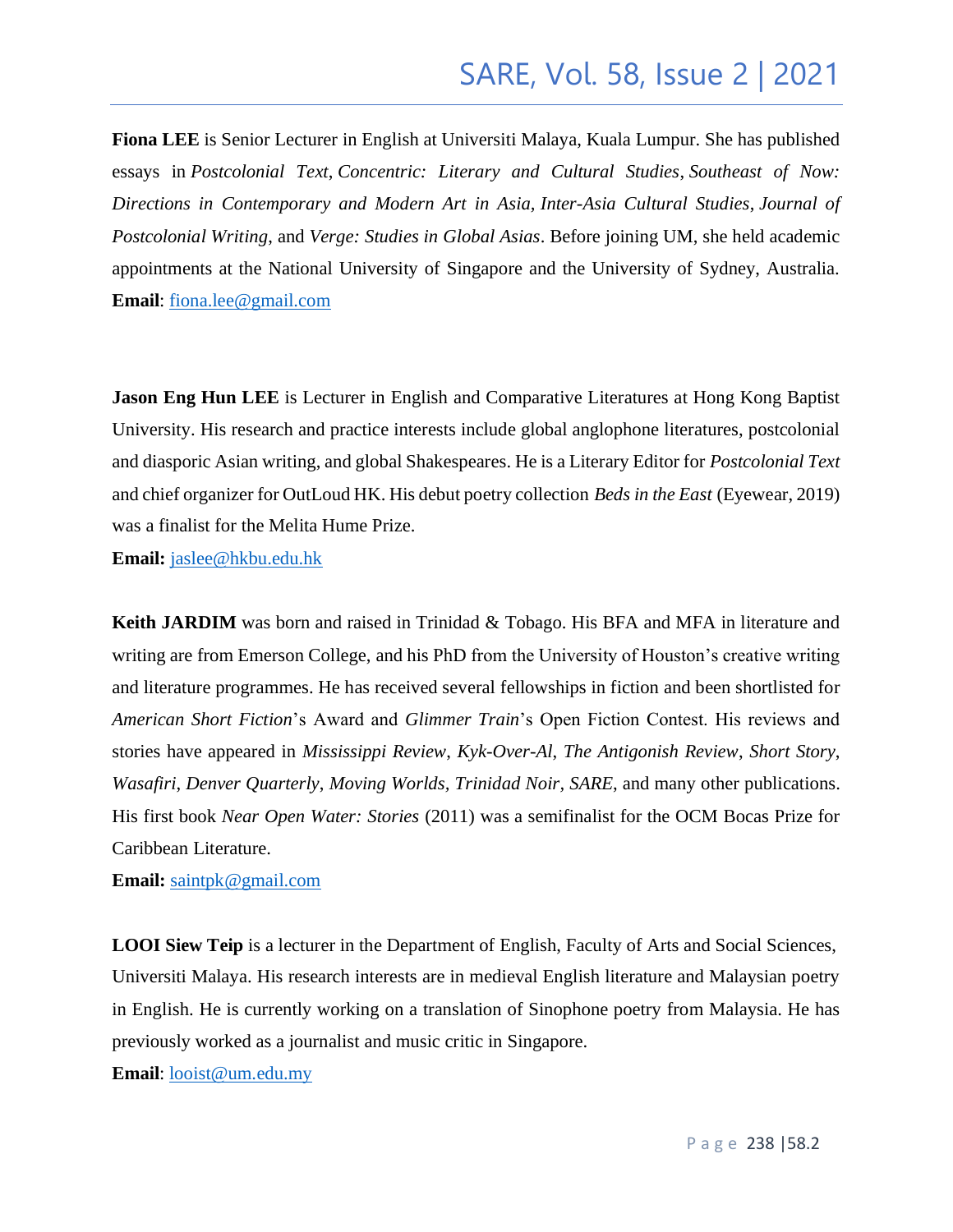**Fiona LEE** is Senior Lecturer in English at Universiti Malaya, Kuala Lumpur. She has published essays in *Postcolonial Text*, *Concentric: Literary and Cultural Studies*, *Southeast of Now: Directions in Contemporary and Modern Art in Asia*, *Inter-Asia Cultural Studies*, *Journal of Postcolonial Writing*, and *Verge: Studies in Global Asias*. Before joining UM, she held academic appointments at the National University of Singapore and the University of Sydney, Australia. **Email**: fiona.lee@gmail.com

**Jason Eng Hun LEE** is Lecturer in English and Comparative Literatures at Hong Kong Baptist University. His research and practice interests include global anglophone literatures, postcolonial and diasporic Asian writing, and global Shakespeares. He is a Literary Editor for *Postcolonial Text* and chief organizer for OutLoud HK. His debut poetry collection *Beds in the East* (Eyewear, 2019) was a finalist for the Melita Hume Prize.

**Email:** jaslee@hkbu.edu.hk

**Keith JARDIM** was born and raised in Trinidad & Tobago. His BFA and MFA in literature and writing are from Emerson College, and his PhD from the University of Houston's creative writing and literature programmes. He has received several fellowships in fiction and been shortlisted for *American Short Fiction*'s Award and *Glimmer Train*'s Open Fiction Contest. His reviews and stories have appeared in *Mississippi Review*, *Kyk-Over-Al*, *The Antigonish Review*, *Short Story*, *Wasafiri*, *Denver Quarterly*, *Moving Worlds*, *Trinidad Noir*, *SARE*, and many other publications. His first book *Near Open Water: Stories* (2011) was a semifinalist for the OCM Bocas Prize for Caribbean Literature.

**Email:** saintpk@gmail.com

**LOOI Siew Teip** is a lecturer in the Department of English, Faculty of Arts and Social Sciences, Universiti Malaya. His research interests are in medieval English literature and Malaysian poetry in English. He is currently working on a translation of Sinophone poetry from Malaysia. He has previously worked as a journalist and music critic in Singapore.

**Email**: looist@um.edu.my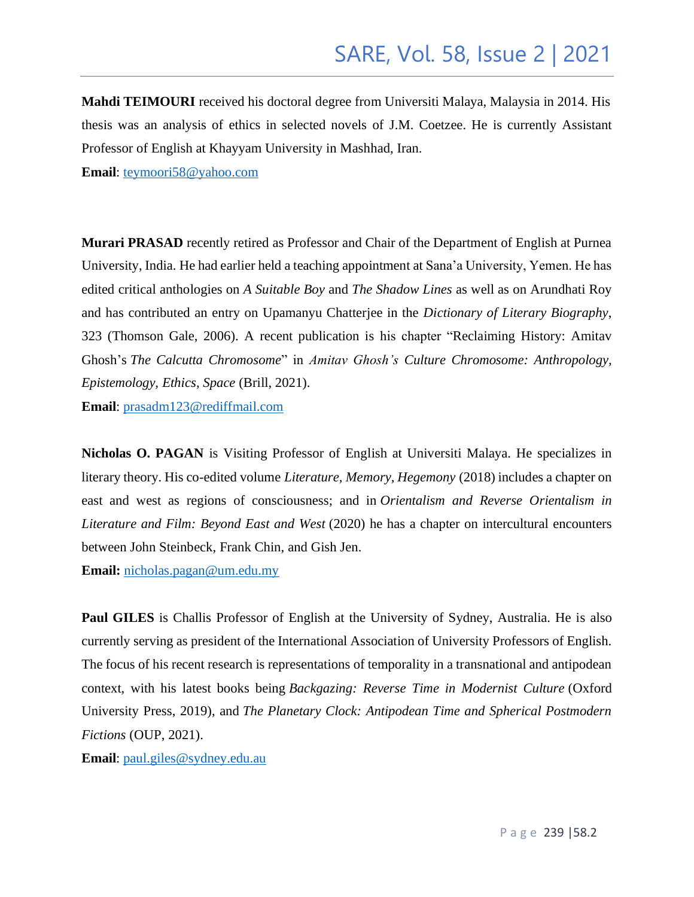**Mahdi TEIMOURI** received his doctoral degree from Universiti Malaya, Malaysia in 2014. His thesis was an analysis of ethics in selected novels of J.M. Coetzee. He is currently Assistant Professor of English at Khayyam University in Mashhad, Iran.
**Email**: teymoori58@yahoo.com

**Murari PRASAD** recently retired as Professor and Chair of the Department of English at Purnea University, India. He had earlier held a teaching appointment at Sana'a University, Yemen. He has edited critical anthologies on *A Suitable Boy* and *The Shadow Lines* as well as on Arundhati Roy and has contributed an entry on Upamanyu Chatterjee in the *Dictionary of Literary Biography*, 323 (Thomson Gale, 2006). A recent publication is his chapter "Reclaiming History: Amitav Ghosh's *The Calcutta Chromosome*" in *Amitav Ghosh's Culture Chromosome: Anthropology, Epistemology, Ethics, Space* (Brill, 2021).
**Email**: prasadm123@rediffmail.com

**Nicholas O. PAGAN** is Visiting Professor of English at Universiti Malaya. He specializes in literary theory. His co-edited volume *Literature, Memory, Hegemony* (2018) includes a chapter on east and west as regions of consciousness; and in *Orientalism and Reverse Orientalism in Literature and Film: Beyond East and West* (2020) he has a chapter on intercultural encounters between John Steinbeck, Frank Chin, and Gish Jen.
**Email:** nicholas.pagan@um.edu.my

**Paul GILES** is Challis Professor of English at the University of Sydney, Australia. He is also currently serving as president of the International Association of University Professors of English. The focus of his recent research is representations of temporality in a transnational and antipodean context, with his latest books being *Backgazing: Reverse Time in Modernist Culture* (Oxford University Press, 2019), and *The Planetary Clock: Antipodean Time and Spherical Postmodern Fictions* (OUP, 2021).
**Email**: paul.giles@sydney.edu.au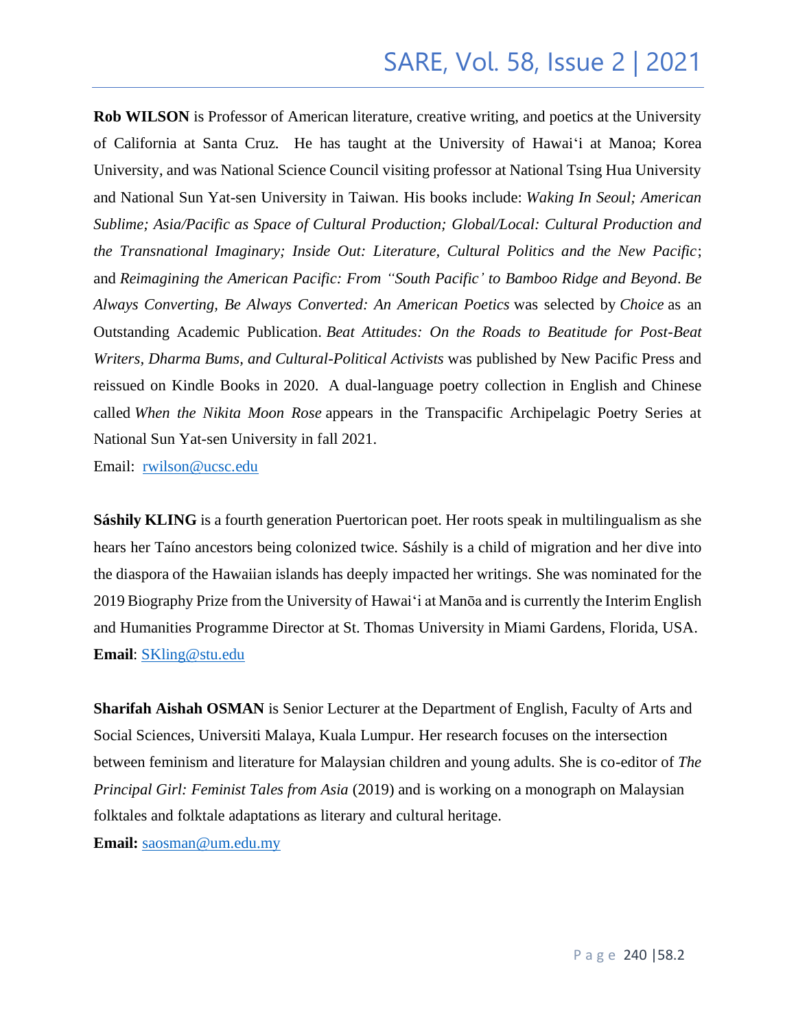**Rob WILSON** is Professor of American literature, creative writing, and poetics at the University of California at Santa Cruz. He has taught at the University of Hawai'i at Manoa; Korea University, and was National Science Council visiting professor at National Tsing Hua University and National Sun Yat-sen University in Taiwan. His books include: *Waking In Seoul; American Sublime; Asia/Pacific as Space of Cultural Production; Global/Local: Cultural Production and the Transnational Imaginary; Inside Out: Literature, Cultural Politics and the New Pacific*; and *Reimagining the American Pacific: From "South Pacific' to Bamboo Ridge and Beyond*. *Be Always Converting, Be Always Converted: An American Poetics* was selected by *Choice* as an Outstanding Academic Publication. *Beat Attitudes: On the Roads to Beatitude for Post-Beat Writers, Dharma Bums, and Cultural-Political Activists* was published by New Pacific Press and reissued on Kindle Books in 2020. A dual-language poetry collection in English and Chinese called *When the Nikita Moon Rose* appears in the Transpacific Archipelagic Poetry Series at National Sun Yat-sen University in fall 2021.

Email: rwilson@ucsc.edu

**Sáshily KLING** is a fourth generation Puertorican poet. Her roots speak in multilingualism as she hears her Taíno ancestors being colonized twice. Sáshily is a child of migration and her dive into the diaspora of the Hawaiian islands has deeply impacted her writings. She was nominated for the 2019 Biography Prize from the University of Hawai'i at Manōa and is currently the Interim English and Humanities Programme Director at St. Thomas University in Miami Gardens, Florida, USA.

**Email**: SKling@stu.edu

**Sharifah Aishah OSMAN** is Senior Lecturer at the Department of English, Faculty of Arts and Social Sciences, Universiti Malaya, Kuala Lumpur. Her research focuses on the intersection between feminism and literature for Malaysian children and young adults. She is co-editor of *The Principal Girl: Feminist Tales from Asia* (2019) and is working on a monograph on Malaysian folktales and folktale adaptations as literary and cultural heritage.

**Email:** saosman@um.edu.my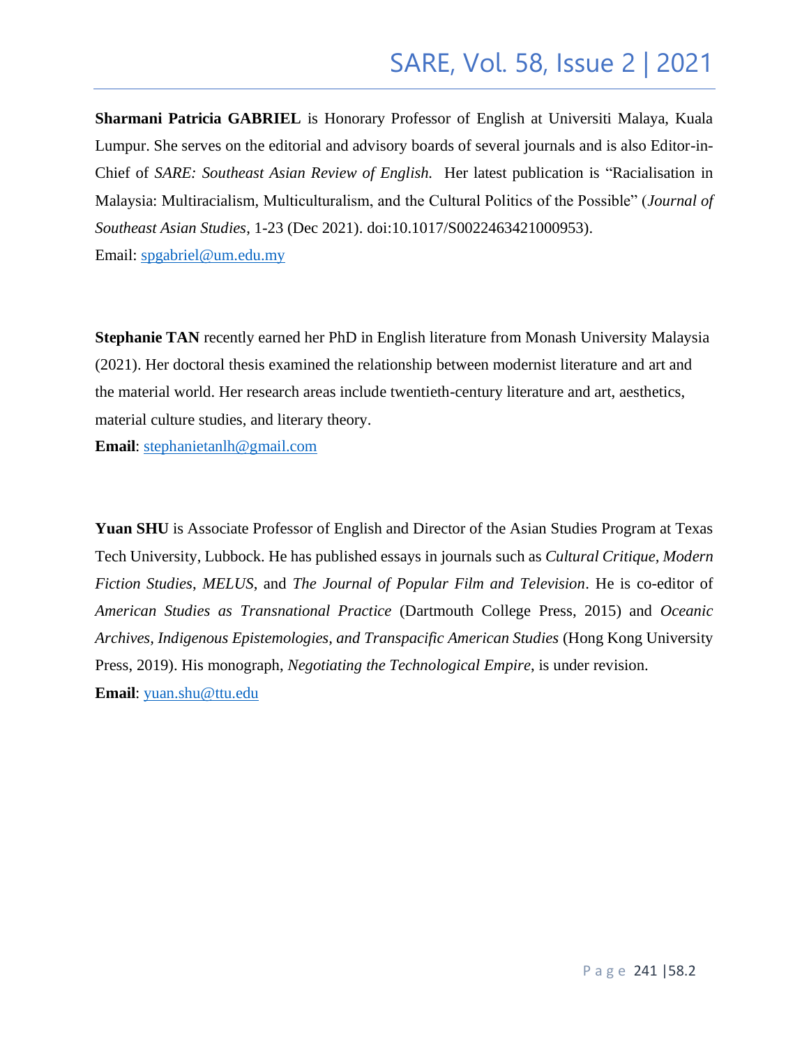**Sharmani Patricia GABRIEL** is Honorary Professor of English at Universiti Malaya, Kuala Lumpur. She serves on the editorial and advisory boards of several journals and is also Editor-in-Chief of *SARE: Southeast Asian Review of English.* Her latest publication is "Racialisation in Malaysia: Multiracialism, Multiculturalism, and the Cultural Politics of the Possible" (*Journal of Southeast Asian Studies*, 1-23 (Dec 2021). doi:10.1017/S0022463421000953).
Email: spgabriel@um.edu.my

**Stephanie TAN** recently earned her PhD in English literature from Monash University Malaysia (2021). Her doctoral thesis examined the relationship between modernist literature and art and the material world. Her research areas include twentieth-century literature and art, aesthetics, material culture studies, and literary theory.
**Email**: stephanietanlh@gmail.com

**Yuan SHU** is Associate Professor of English and Director of the Asian Studies Program at Texas Tech University, Lubbock. He has published essays in journals such as *Cultural Critique*, *Modern Fiction Studies*, *MELUS*, and *The Journal of Popular Film and Television*. He is co-editor of *American Studies as Transnational Practice* (Dartmouth College Press, 2015) and *Oceanic Archives, Indigenous Epistemologies, and Transpacific American Studies* (Hong Kong University Press, 2019). His monograph, *Negotiating the Technological Empire*, is under revision.
**Email**: yuan.shu@ttu.edu